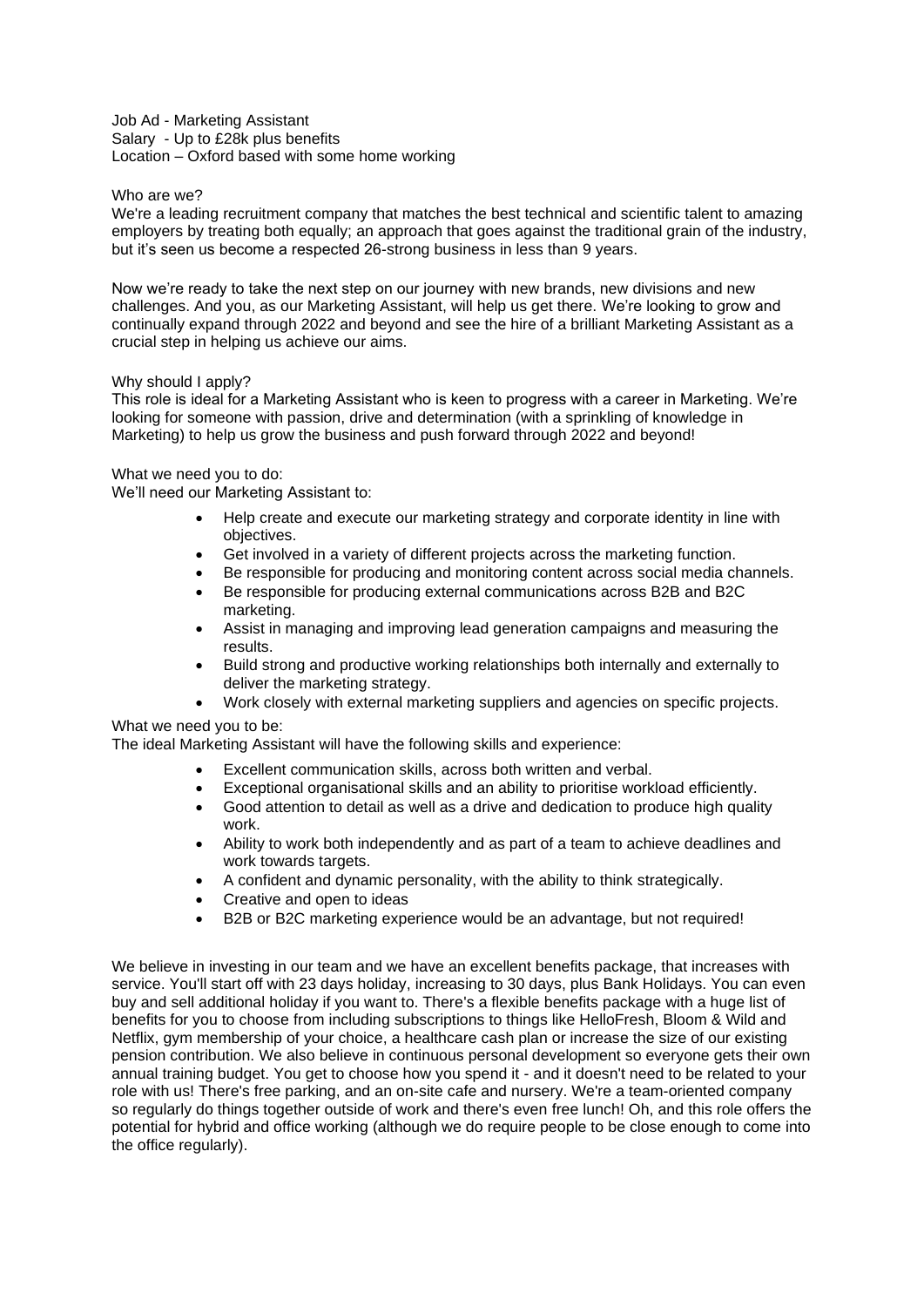Job Ad - Marketing Assistant
Salary - Up to £28k plus benefits
Location – Oxford based with some home working

Who are we?
We're a leading recruitment company that matches the best technical and scientific talent to amazing employers by treating both equally; an approach that goes against the traditional grain of the industry, but it's seen us become a respected 26-strong business in less than 9 years.

Now we're ready to take the next step on our journey with new brands, new divisions and new challenges. And you, as our Marketing Assistant, will help us get there. We're looking to grow and continually expand through 2022 and beyond and see the hire of a brilliant Marketing Assistant as a crucial step in helping us achieve our aims.

Why should I apply?
This role is ideal for a Marketing Assistant who is keen to progress with a career in Marketing. We're looking for someone with passion, drive and determination (with a sprinkling of knowledge in Marketing) to help us grow the business and push forward through 2022 and beyond!

What we need you to do:
We'll need our Marketing Assistant to:

- Help create and execute our marketing strategy and corporate identity in line with objectives.
- Get involved in a variety of different projects across the marketing function.
- Be responsible for producing and monitoring content across social media channels.
- Be responsible for producing external communications across B2B and B2C marketing.
- Assist in managing and improving lead generation campaigns and measuring the results.
- Build strong and productive working relationships both internally and externally to deliver the marketing strategy.
- Work closely with external marketing suppliers and agencies on specific projects.

What we need you to be:
The ideal Marketing Assistant will have the following skills and experience:

- Excellent communication skills, across both written and verbal.
- Exceptional organisational skills and an ability to prioritise workload efficiently.
- Good attention to detail as well as a drive and dedication to produce high quality work.
- Ability to work both independently and as part of a team to achieve deadlines and work towards targets.
- A confident and dynamic personality, with the ability to think strategically.
- Creative and open to ideas
- B2B or B2C marketing experience would be an advantage, but not required!

We believe in investing in our team and we have an excellent benefits package, that increases with service. You'll start off with 23 days holiday, increasing to 30 days, plus Bank Holidays. You can even buy and sell additional holiday if you want to. There's a flexible benefits package with a huge list of benefits for you to choose from including subscriptions to things like HelloFresh, Bloom & Wild and Netflix, gym membership of your choice, a healthcare cash plan or increase the size of our existing pension contribution. We also believe in continuous personal development so everyone gets their own annual training budget. You get to choose how you spend it - and it doesn't need to be related to your role with us! There's free parking, and an on-site cafe and nursery. We're a team-oriented company so regularly do things together outside of work and there's even free lunch! Oh, and this role offers the potential for hybrid and office working (although we do require people to be close enough to come into the office regularly).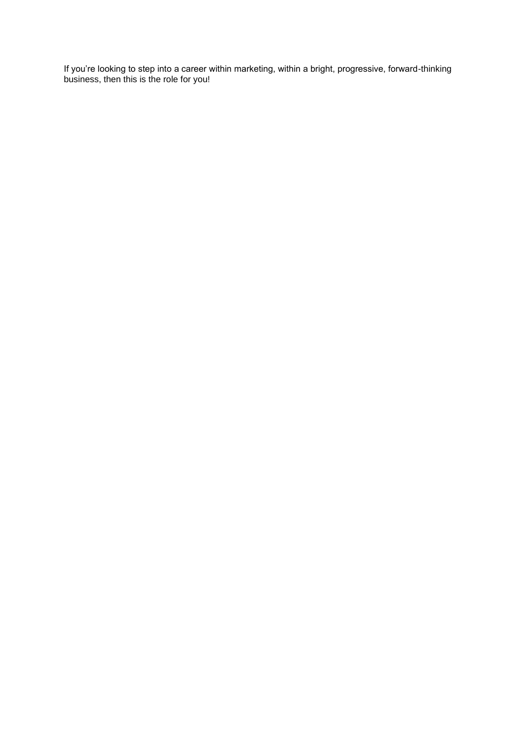If you're looking to step into a career within marketing, within a bright, progressive, forward-thinking business, then this is the role for you!